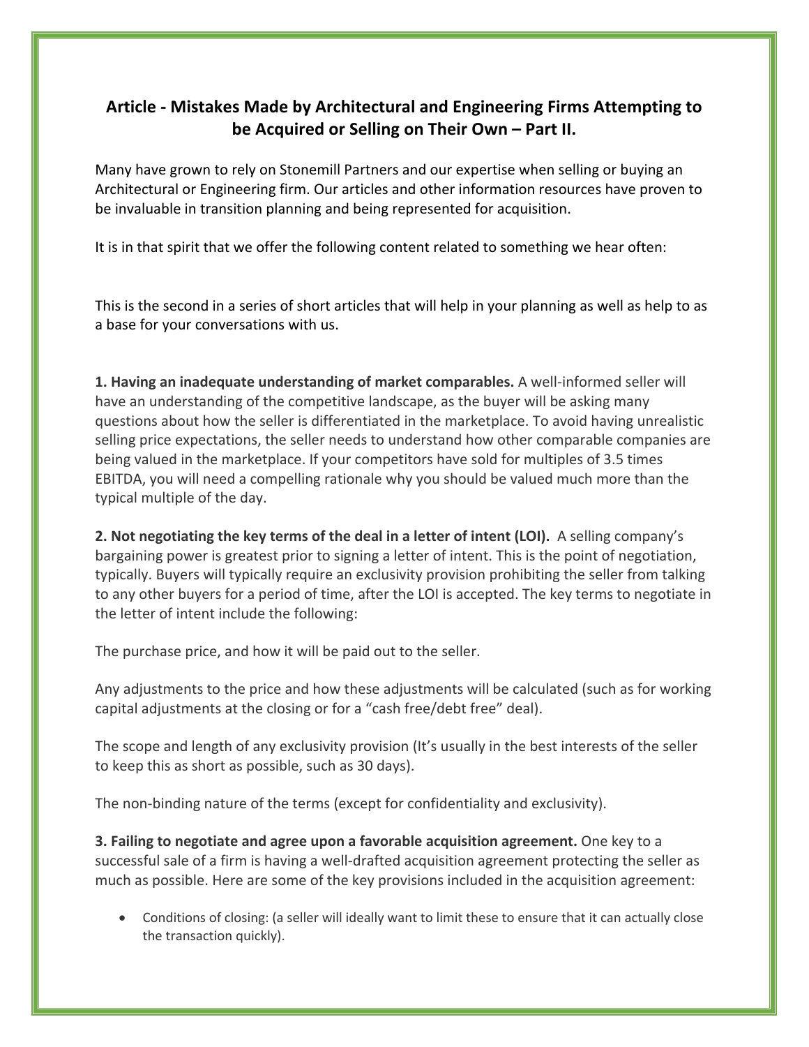## Article - Mistakes Made by Architectural and Engineering Firms Attempting to be Acquired or Selling on Their Own – Part II.

Many have grown to rely on Stonemill Partners and our expertise when selling or buying an Architectural or Engineering firm. Our articles and other information resources have proven to be invaluable in transition planning and being represented for acquisition.

It is in that spirit that we offer the following content related to something we hear often:

This is the second in a series of short articles that will help in your planning as well as help to as a base for your conversations with us.

**1. Having an inadequate understanding of market comparables.** A well-informed seller will have an understanding of the competitive landscape, as the buyer will be asking many questions about how the seller is differentiated in the marketplace. To avoid having unrealistic selling price expectations, the seller needs to understand how other comparable companies are being valued in the marketplace. If your competitors have sold for multiples of 3.5 times EBITDA, you will need a compelling rationale why you should be valued much more than the typical multiple of the day.

**2. Not negotiating the key terms of the deal in a letter of intent (LOI).** A selling company's bargaining power is greatest prior to signing a letter of intent. This is the point of negotiation, typically. Buyers will typically require an exclusivity provision prohibiting the seller from talking to any other buyers for a period of time, after the LOI is accepted. The key terms to negotiate in the letter of intent include the following:

The purchase price, and how it will be paid out to the seller.

Any adjustments to the price and how these adjustments will be calculated (such as for working capital adjustments at the closing or for a "cash free/debt free" deal).

The scope and length of any exclusivity provision (It's usually in the best interests of the seller to keep this as short as possible, such as 30 days).

The non-binding nature of the terms (except for confidentiality and exclusivity).

**3. Failing to negotiate and agree upon a favorable acquisition agreement.** One key to a successful sale of a firm is having a well-drafted acquisition agreement protecting the seller as much as possible. Here are some of the key provisions included in the acquisition agreement:

- Conditions of closing: (a seller will ideally want to limit these to ensure that it can actually close the transaction quickly).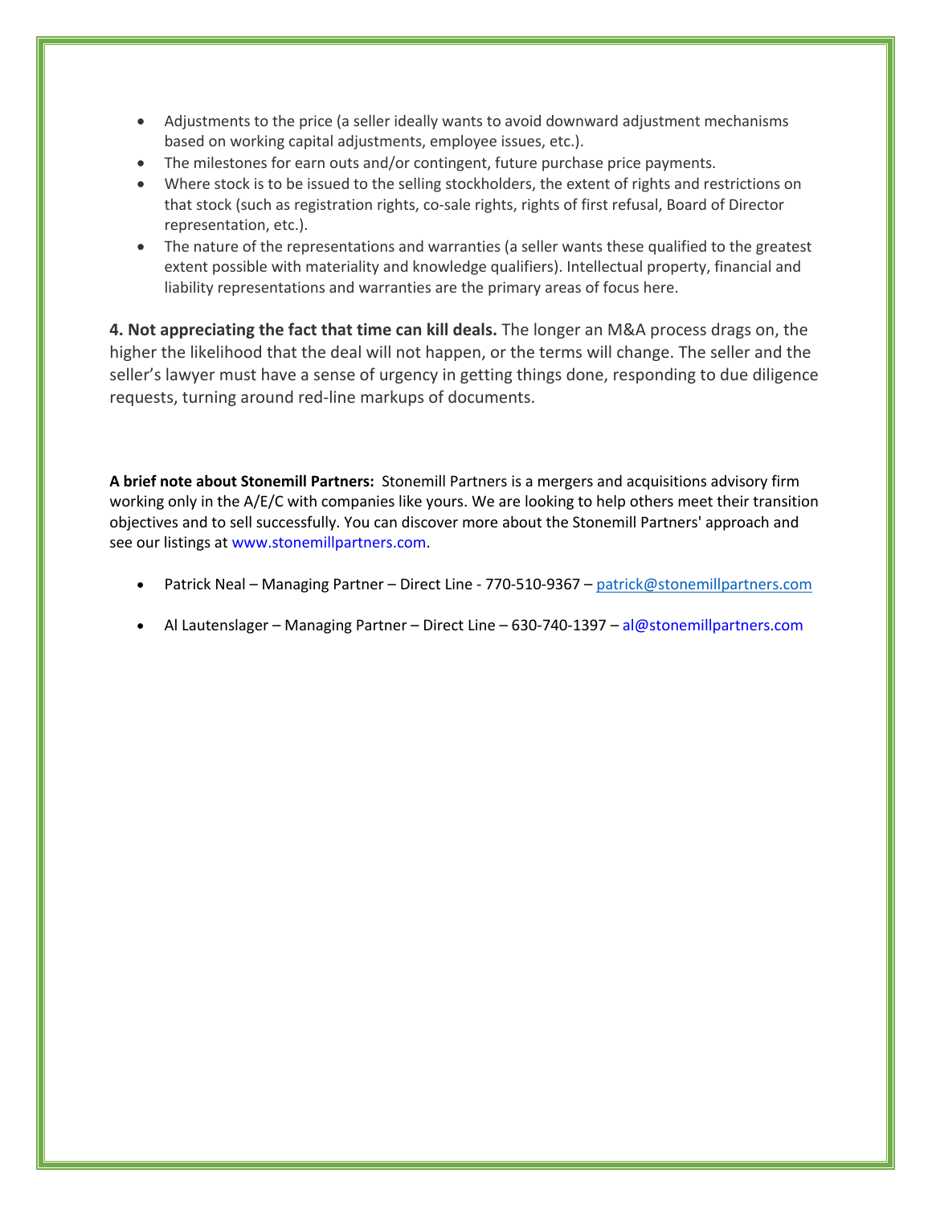- Adjustments to the price (a seller ideally wants to avoid downward adjustment mechanisms based on working capital adjustments, employee issues, etc.).
- The milestones for earn outs and/or contingent, future purchase price payments.
- Where stock is to be issued to the selling stockholders, the extent of rights and restrictions on that stock (such as registration rights, co-sale rights, rights of first refusal, Board of Director representation, etc.).
- The nature of the representations and warranties (a seller wants these qualified to the greatest extent possible with materiality and knowledge qualifiers). Intellectual property, financial and liability representations and warranties are the primary areas of focus here.

**4. Not appreciating the fact that time can kill deals.** The longer an M&A process drags on, the higher the likelihood that the deal will not happen, or the terms will change. The seller and the seller's lawyer must have a sense of urgency in getting things done, responding to due diligence requests, turning around red-line markups of documents.

**A brief note about Stonemill Partners:** Stonemill Partners is a mergers and acquisitions advisory firm working only in the A/E/C with companies like yours. We are looking to help others meet their transition objectives and to sell successfully. You can discover more about the Stonemill Partners' approach and see our listings at www.stonemillpartners.com.

- Patrick Neal – Managing Partner – Direct Line - 770-510-9367 – patrick@stonemillpartners.com
- Al Lautenslager – Managing Partner – Direct Line – 630-740-1397 – al@stonemillpartners.com